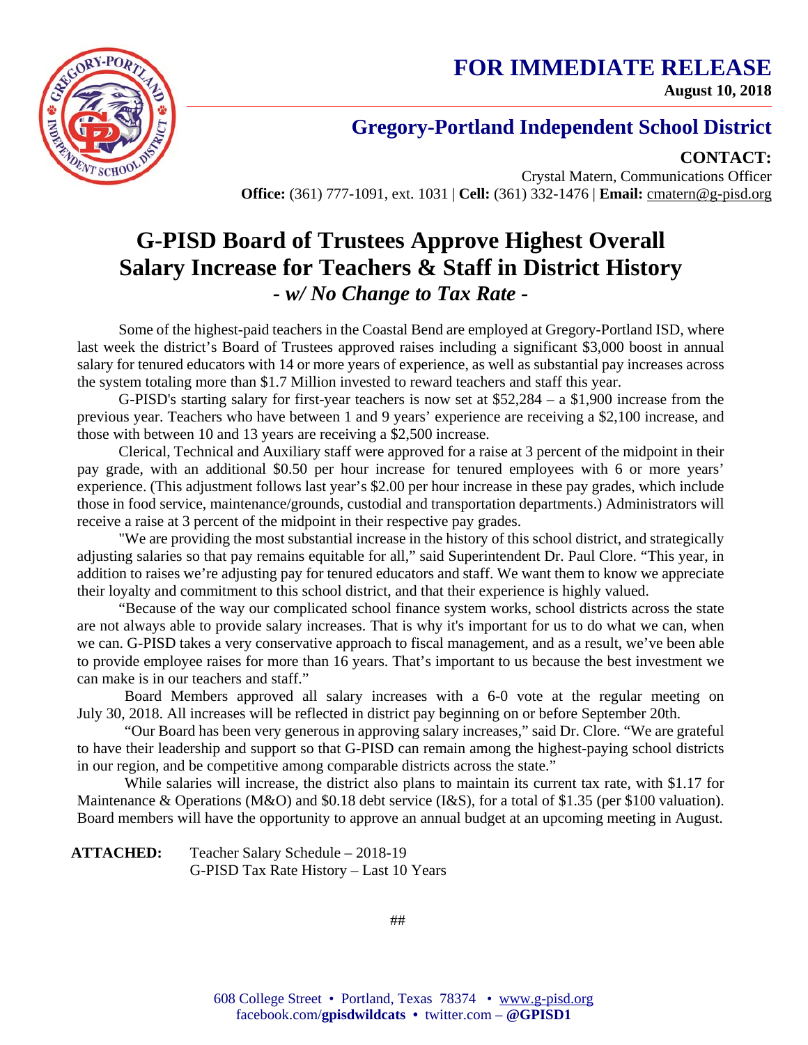# FOR IMMEDIATE RELEASE

**August 10, 2018**

## Gregory-Portland Independent School District

**CONTACT:**
Crystal Matern, Communications Officer
**Office:** (361) 777-1091, ext. 1031 | **Cell:** (361) 332-1476 | **Email:** cmatern@g-pisd.org

# G-PISD Board of Trustees Approve Highest Overall Salary Increase for Teachers & Staff in District History

### *- w/ No Change to Tax Rate -*

Some of the highest-paid teachers in the Coastal Bend are employed at Gregory-Portland ISD, where last week the district's Board of Trustees approved raises including a significant $3,000 boost in annual salary for tenured educators with 14 or more years of experience, as well as substantial pay increases across the system totaling more than $1.7 Million invested to reward teachers and staff this year.

G-PISD's starting salary for first-year teachers is now set at $52,284 – a $1,900 increase from the previous year. Teachers who have between 1 and 9 years' experience are receiving a $2,100 increase, and those with between 10 and 13 years are receiving a $2,500 increase.

Clerical, Technical and Auxiliary staff were approved for a raise at 3 percent of the midpoint in their pay grade, with an additional $0.50 per hour increase for tenured employees with 6 or more years' experience. (This adjustment follows last year's $2.00 per hour increase in these pay grades, which include those in food service, maintenance/grounds, custodial and transportation departments.) Administrators will receive a raise at 3 percent of the midpoint in their respective pay grades.

"We are providing the most substantial increase in the history of this school district, and strategically adjusting salaries so that pay remains equitable for all," said Superintendent Dr. Paul Clore. "This year, in addition to raises we're adjusting pay for tenured educators and staff. We want them to know we appreciate their loyalty and commitment to this school district, and that their experience is highly valued.

"Because of the way our complicated school finance system works, school districts across the state are not always able to provide salary increases. That is why it's important for us to do what we can, when we can. G-PISD takes a very conservative approach to fiscal management, and as a result, we've been able to provide employee raises for more than 16 years. That's important to us because the best investment we can make is in our teachers and staff."

Board Members approved all salary increases with a 6-0 vote at the regular meeting on July 30, 2018. All increases will be reflected in district pay beginning on or before September 20th.

"Our Board has been very generous in approving salary increases," said Dr. Clore. "We are grateful to have their leadership and support so that G-PISD can remain among the highest-paying school districts in our region, and be competitive among comparable districts across the state."

While salaries will increase, the district also plans to maintain its current tax rate, with $1.17 for Maintenance & Operations (M&O) and $0.18 debt service (I&S), for a total of $1.35 (per $100 valuation). Board members will have the opportunity to approve an annual budget at an upcoming meeting in August.

**ATTACHED:** Teacher Salary Schedule – 2018-19
G-PISD Tax Rate History – Last 10 Years

##

608 College Street • Portland, Texas 78374 • www.g-pisd.org
facebook.com/**gpisdwildcats** • twitter.com – **@GPISD1**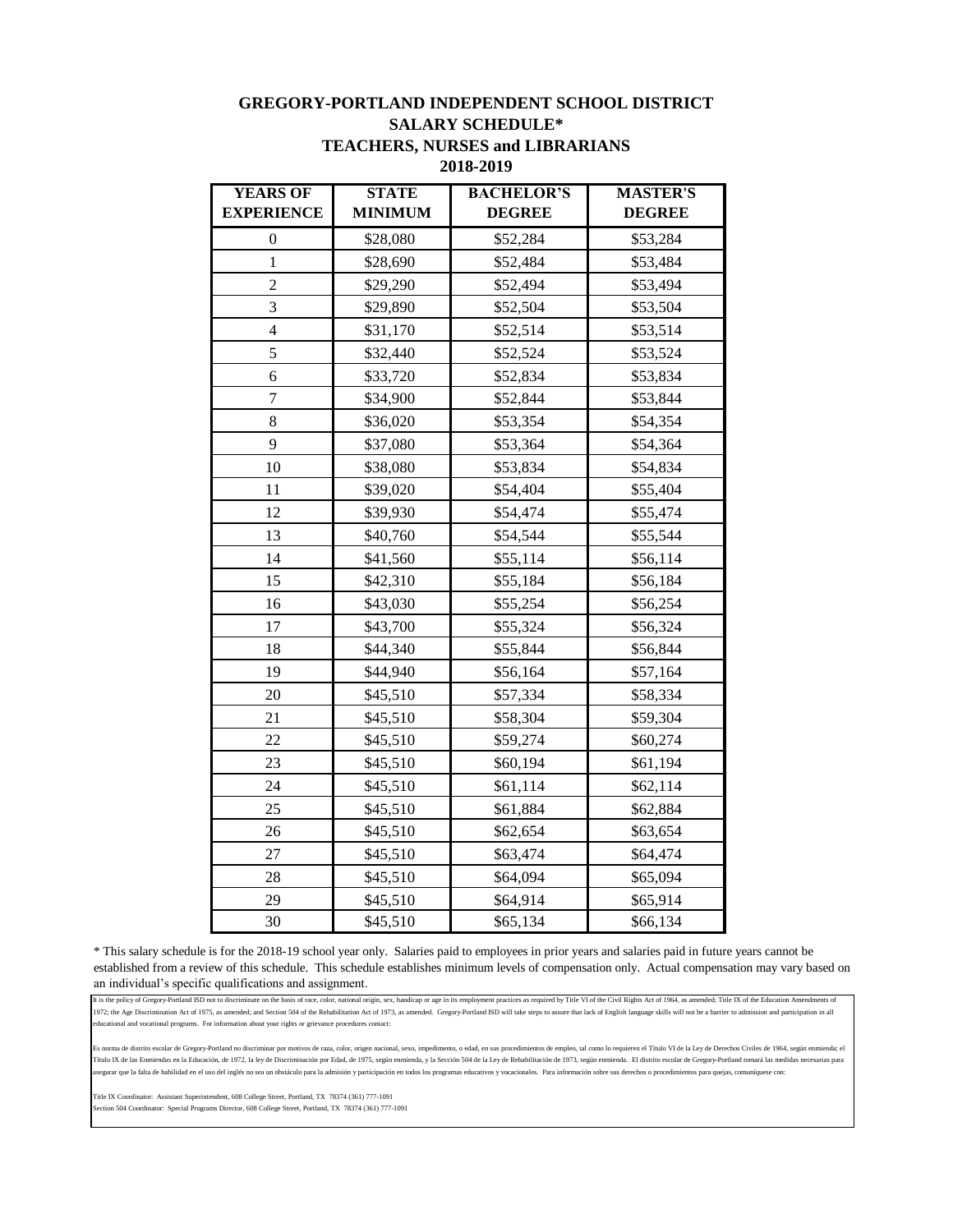# GREGORY-PORTLAND INDEPENDENT SCHOOL DISTRICT
## SALARY SCHEDULE*
## TEACHERS, NURSES and LIBRARIANS
## 2018-2019

| YEARS OF EXPERIENCE | STATE MINIMUM | BACHELOR'S DEGREE | MASTER'S DEGREE |
|---|---|---|---|
| 0 | $28,080 | $52,284 | $53,284 |
| 1 | $28,690 | $52,484 | $53,484 |
| 2 | $29,290 | $52,494 | $53,494 |
| 3 | $29,890 | $52,504 | $53,504 |
| 4 | $31,170 | $52,514 | $53,514 |
| 5 | $32,440 | $52,524 | $53,524 |
| 6 | $33,720 | $52,834 | $53,834 |
| 7 | $34,900 | $52,844 | $53,844 |
| 8 | $36,020 | $53,354 | $54,354 |
| 9 | $37,080 | $53,364 | $54,364 |
| 10 | $38,080 | $53,834 | $54,834 |
| 11 | $39,020 | $54,404 | $55,404 |
| 12 | $39,930 | $54,474 | $55,474 |
| 13 | $40,760 | $54,544 | $55,544 |
| 14 | $41,560 | $55,114 | $56,114 |
| 15 | $42,310 | $55,184 | $56,184 |
| 16 | $43,030 | $55,254 | $56,254 |
| 17 | $43,700 | $55,324 | $56,324 |
| 18 | $44,340 | $55,844 | $56,844 |
| 19 | $44,940 | $56,164 | $57,164 |
| 20 | $45,510 | $57,334 | $58,334 |
| 21 | $45,510 | $58,304 | $59,304 |
| 22 | $45,510 | $59,274 | $60,274 |
| 23 | $45,510 | $60,194 | $61,194 |
| 24 | $45,510 | $61,114 | $62,114 |
| 25 | $45,510 | $61,884 | $62,884 |
| 26 | $45,510 | $62,654 | $63,654 |
| 27 | $45,510 | $63,474 | $64,474 |
| 28 | $45,510 | $64,094 | $65,094 |
| 29 | $45,510 | $64,914 | $65,914 |
| 30 | $45,510 | $65,134 | $66,134 |

* This salary schedule is for the 2018-19 school year only. Salaries paid to employees in prior years and salaries paid in future years cannot be established from a review of this schedule. This schedule establishes minimum levels of compensation only. Actual compensation may vary based on an individual's specific qualifications and assignment.

It is the policy of Gregory-Portland ISD not to discriminate on the basis of race, color, national origin, sex, handicap or age in its employment practices as required by Title VI of the Civil Rights Act of 1964, as amended; Title IX of the Education Amendments of 1972; the Age Discrimination Act of 1975, as amended; and Section 504 of the Rehabilitation Act of 1973, as amended. Gregory-Portland ISD will take steps to assure that lack of English language skills will not be a barrier to admission and participation in all educational and vocational programs. For information about your rights or grievance procedures contact:

Es norma de distrito escolar de Gregory-Portland no discriminar por motivos de raza, color, origen nacional, sexo, impedimento, o edad, en sus procedimientos de empleo, tal como lo requieren el Título VI de la Ley de Derechos Civiles de 1964, según enmienda; el Título IX de las Enmiendas en la Educación, de 1972, la ley de Discriminación por Edad, de 1975, según enmienda, y la Sección 504 de la Ley de Rehabilitación de 1973, según enmienda. El distrito escolar de Gregory-Portland tomará las medidas necesarias para asegurar que la falta de habilidad en el uso del inglés no sea un obstáculo para la admisión y participación en todos los programas educativos y vocacionales. Para información sobre sus derechos o procedimientos para quejas, comuníquese con:

Title IX Coordinator: Assistant Superintendent, 608 College Street, Portland, TX 78374 (361) 777-1091
Section 504 Coordinator: Special Programs Director, 608 College Street, Portland, TX 78374 (361) 777-1091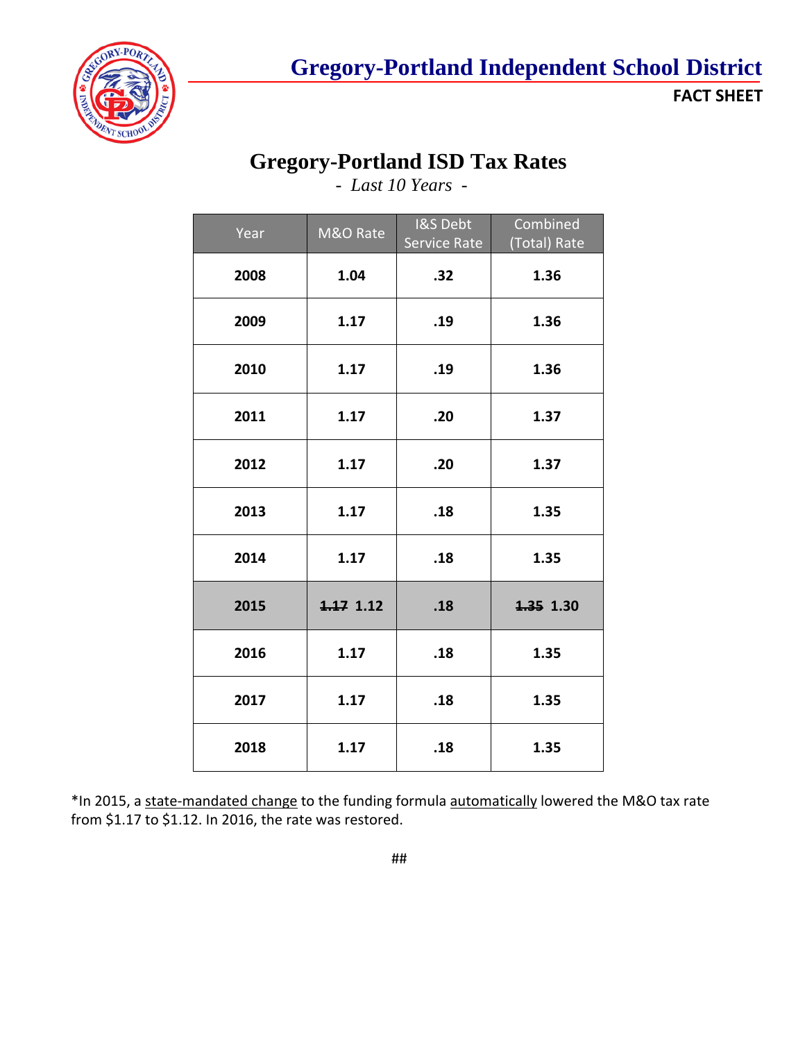# Gregory-Portland Independent School District

**FACT SHEET**

## Gregory-Portland ISD Tax Rates

*- Last 10 Years -*

| Year | M&O Rate | I&S Debt Service Rate | Combined (Total) Rate |
|---|---|---|---|
| **2008** | **1.04** | **.32** | **1.36** |
| **2009** | **1.17** | **.19** | **1.36** |
| **2010** | **1.17** | **.19** | **1.36** |
| **2011** | **1.17** | **.20** | **1.37** |
| **2012** | **1.17** | **.20** | **1.37** |
| **2013** | **1.17** | **.18** | **1.35** |
| **2014** | **1.17** | **.18** | **1.35** |
| **2015** | **~~1.17~~ 1.12** | **.18** | **~~1.35~~ 1.30** |
| **2016** | **1.17** | **.18** | **1.35** |
| **2017** | **1.17** | **.18** | **1.35** |
| **2018** | **1.17** | **.18** | **1.35** |

*In 2015, a state-mandated change to the funding formula automatically lowered the M&O tax rate from $1.17 to $1.12. In 2016, the rate was restored.

##